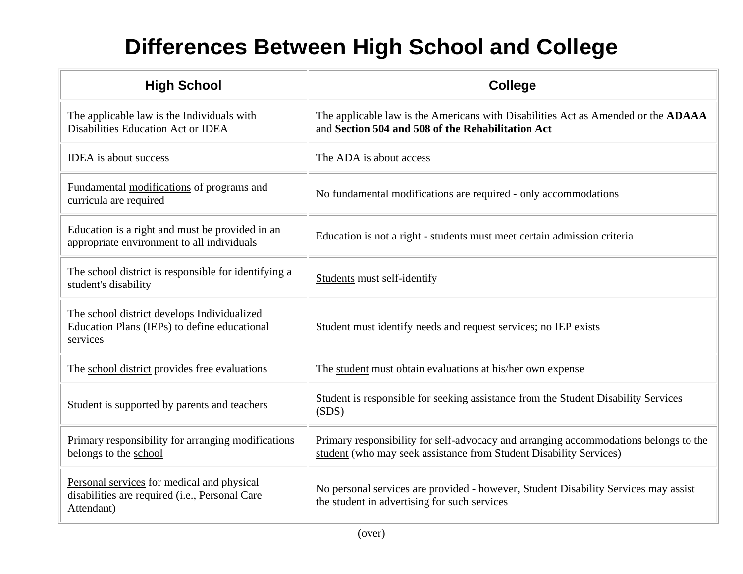# Differences Between High School and College

| High School | College |
|---|---|
| The applicable law is the Individuals with Disabilities Education Act or IDEA | The applicable law is the Americans with Disabilities Act as Amended or the **ADAAA** and **Section 504 and 508 of the Rehabilitation Act** |
| IDEA is about <u>success</u> | The ADA is about <u>access</u> |
| Fundamental <u>modifications</u> of programs and curricula are required | No fundamental modifications are required - only <u>accommodations</u> |
| Education is a <u>right</u> and must be provided in an appropriate environment to all individuals | Education is <u>not a right</u> - students must meet certain admission criteria |
| The <u>school district</u> is responsible for identifying a student's disability | <u>Students</u> must self-identify |
| The <u>school district</u> develops Individualized Education Plans (IEPs) to define educational services | <u>Student</u> must identify needs and request services; no IEP exists |
| The <u>school district</u> provides free evaluations | The <u>student</u> must obtain evaluations at his/her own expense |
| Student is supported by <u>parents and teachers</u> | Student is responsible for seeking assistance from the Student Disability Services (SDS) |
| Primary responsibility for arranging modifications belongs to the <u>school</u> | Primary responsibility for self-advocacy and arranging accommodations belongs to the <u>student</u> (who may seek assistance from Student Disability Services) |
| <u>Personal services</u> for medical and physical disabilities are required (i.e., Personal Care Attendant) | <u>No personal services</u> are provided - however, Student Disability Services may assist the student in advertising for such services |

(over)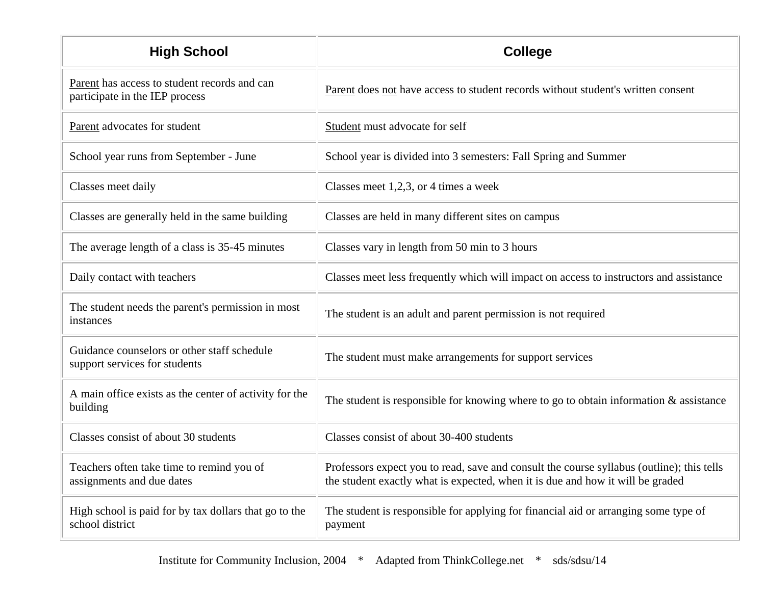| High School | College |
|---|---|
| Parent has access to student records and can participate in the IEP process | Parent does not have access to student records without student's written consent |
| Parent advocates for student | Student must advocate for self |
| School year runs from September - June | School year is divided into 3 semesters: Fall Spring and Summer |
| Classes meet daily | Classes meet 1,2,3, or 4 times a week |
| Classes are generally held in the same building | Classes are held in many different sites on campus |
| The average length of a class is 35-45 minutes | Classes vary in length from 50 min to 3 hours |
| Daily contact with teachers | Classes meet less frequently which will impact on access to instructors and assistance |
| The student needs the parent's permission in most instances | The student is an adult and parent permission is not required |
| Guidance counselors or other staff schedule support services for students | The student must make arrangements for support services |
| A main office exists as the center of activity for the building | The student is responsible for knowing where to go to obtain information & assistance |
| Classes consist of about 30 students | Classes consist of about 30-400 students |
| Teachers often take time to remind you of assignments and due dates | Professors expect you to read, save and consult the course syllabus (outline); this tells the student exactly what is expected, when it is due and how it will be graded |
| High school is paid for by tax dollars that go to the school district | The student is responsible for applying for financial aid or arranging some type of payment |

Institute for Community Inclusion, 2004 * Adapted from ThinkCollege.net * sds/sdsu/14